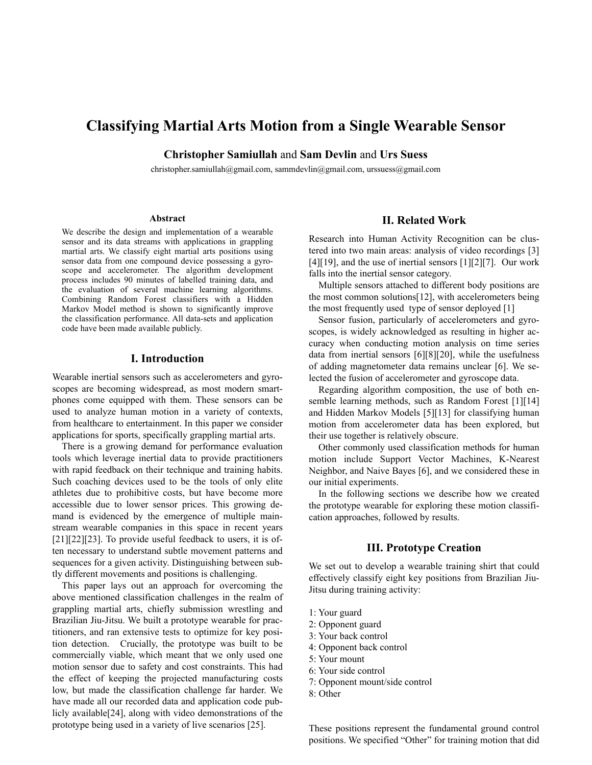# Classifying Martial Arts Motion from a Single Wearable Sensor

**Christopher Samiullah** and **Sam Devlin** and **Urs Suess**

christopher.samiullah@gmail.com, sammdevlin@gmail.com, urssuess@gmail.com

### Abstract

We describe the design and implementation of a wearable sensor and its data streams with applications in grappling martial arts. We classify eight martial arts positions using sensor data from one compound device possessing a gyroscope and accelerometer. The algorithm development process includes 90 minutes of labelled training data, and the evaluation of several machine learning algorithms. Combining Random Forest classifiers with a Hidden Markov Model method is shown to significantly improve the classification performance. All data-sets and application code have been made available publicly.

## I. Introduction

Wearable inertial sensors such as accelerometers and gyroscopes are becoming widespread, as most modern smartphones come equipped with them. These sensors can be used to analyze human motion in a variety of contexts, from healthcare to entertainment. In this paper we consider applications for sports, specifically grappling martial arts.

There is a growing demand for performance evaluation tools which leverage inertial data to provide practitioners with rapid feedback on their technique and training habits. Such coaching devices used to be the tools of only elite athletes due to prohibitive costs, but have become more accessible due to lower sensor prices. This growing demand is evidenced by the emergence of multiple mainstream wearable companies in this space in recent years [21][22][23]. To provide useful feedback to users, it is often necessary to understand subtle movement patterns and sequences for a given activity. Distinguishing between subtly different movements and positions is challenging.

This paper lays out an approach for overcoming the above mentioned classification challenges in the realm of grappling martial arts, chiefly submission wrestling and Brazilian Jiu-Jitsu. We built a prototype wearable for practitioners, and ran extensive tests to optimize for key position detection. Crucially, the prototype was built to be commercially viable, which meant that we only used one motion sensor due to safety and cost constraints. This had the effect of keeping the projected manufacturing costs low, but made the classification challenge far harder. We have made all our recorded data and application code publicly available[24], along with video demonstrations of the prototype being used in a variety of live scenarios [25].

## II. Related Work

Research into Human Activity Recognition can be clustered into two main areas: analysis of video recordings [3][4][19], and the use of inertial sensors [1][2][7]. Our work falls into the inertial sensor category.

Multiple sensors attached to different body positions are the most common solutions[12], with accelerometers being the most frequently used type of sensor deployed [1]

Sensor fusion, particularly of accelerometers and gyroscopes, is widely acknowledged as resulting in higher accuracy when conducting motion analysis on time series data from inertial sensors [6][8][20], while the usefulness of adding magnetometer data remains unclear [6]. We selected the fusion of accelerometer and gyroscope data.

Regarding algorithm composition, the use of both ensemble learning methods, such as Random Forest [1][14] and Hidden Markov Models [5][13] for classifying human motion from accelerometer data has been explored, but their use together is relatively obscure.

Other commonly used classification methods for human motion include Support Vector Machines, K-Nearest Neighbor, and Naive Bayes [6], and we considered these in our initial experiments.

In the following sections we describe how we created the prototype wearable for exploring these motion classification approaches, followed by results.

## III. Prototype Creation

We set out to develop a wearable training shirt that could effectively classify eight key positions from Brazilian Jiu-Jitsu during training activity:

1: Your guard  
2: Opponent guard  
3: Your back control  
4: Opponent back control  
5: Your mount  
6: Your side control  
7: Opponent mount/side control  
8: Other

These positions represent the fundamental ground control positions. We specified "Other" for training motion that did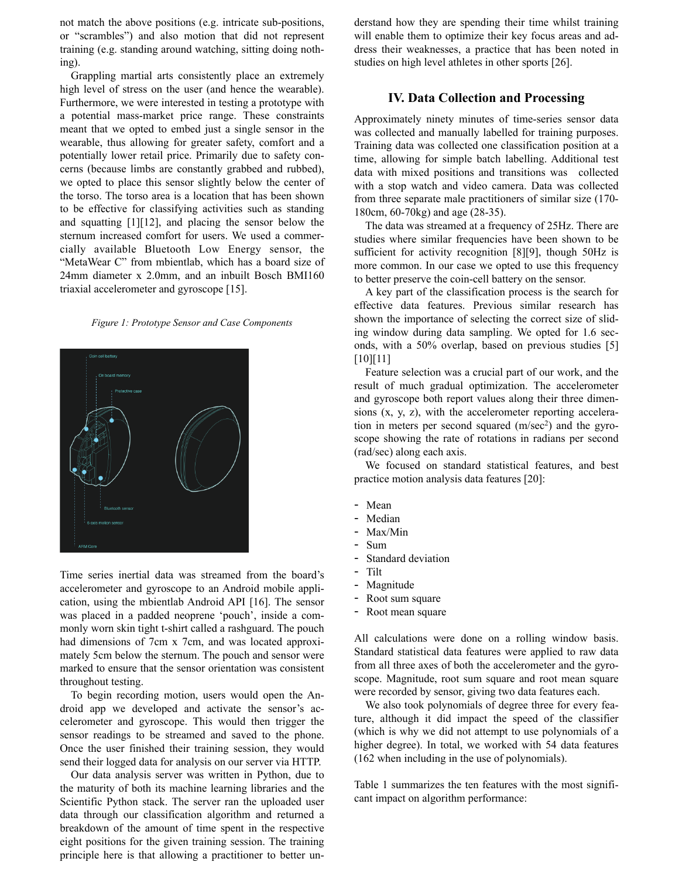not match the above positions (e.g. intricate sub-positions, or "scrambles") and also motion that did not represent training (e.g. standing around watching, sitting doing nothing).

Grappling martial arts consistently place an extremely high level of stress on the user (and hence the wearable). Furthermore, we were interested in testing a prototype with a potential mass-market price range. These constraints meant that we opted to embed just a single sensor in the wearable, thus allowing for greater safety, comfort and a potentially lower retail price. Primarily due to safety concerns (because limbs are constantly grabbed and rubbed), we opted to place this sensor slightly below the center of the torso. The torso area is a location that has been shown to be effective for classifying activities such as standing and squatting [1][12], and placing the sensor below the sternum increased comfort for users. We used a commercially available Bluetooth Low Energy sensor, the "MetaWear C" from mbientlab, which has a board size of 24mm diameter x 2.0mm, and an inbuilt Bosch BMI160 triaxial accelerometer and gyroscope [15].

*Figure 1: Prototype Sensor and Case Components*

Time series inertial data was streamed from the board's accelerometer and gyroscope to an Android mobile application, using the mbientlab Android API [16]. The sensor was placed in a padded neoprene 'pouch', inside a commonly worn skin tight t-shirt called a rashguard. The pouch had dimensions of 7cm x 7cm, and was located approximately 5cm below the sternum. The pouch and sensor were marked to ensure that the sensor orientation was consistent throughout testing.

To begin recording motion, users would open the Android app we developed and activate the sensor's accelerometer and gyroscope. This would then trigger the sensor readings to be streamed and saved to the phone. Once the user finished their training session, they would send their logged data for analysis on our server via HTTP.

Our data analysis server was written in Python, due to the maturity of both its machine learning libraries and the Scientific Python stack. The server ran the uploaded user data through our classification algorithm and returned a breakdown of the amount of time spent in the respective eight positions for the given training session. The training principle here is that allowing a practitioner to better understand how they are spending their time whilst training will enable them to optimize their key focus areas and address their weaknesses, a practice that has been noted in studies on high level athletes in other sports [26].

## IV. Data Collection and Processing

Approximately ninety minutes of time-series sensor data was collected and manually labelled for training purposes. Training data was collected one classification position at a time, allowing for simple batch labelling. Additional test data with mixed positions and transitions was collected with a stop watch and video camera. Data was collected from three separate male practitioners of similar size (170-180cm, 60-70kg) and age (28-35).

The data was streamed at a frequency of 25Hz. There are studies where similar frequencies have been shown to be sufficient for activity recognition [8][9], though 50Hz is more common. In our case we opted to use this frequency to better preserve the coin-cell battery on the sensor.

A key part of the classification process is the search for effective data features. Previous similar research has shown the importance of selecting the correct size of sliding window during data sampling. We opted for 1.6 seconds, with a 50% overlap, based on previous studies [5][10][11]

Feature selection was a crucial part of our work, and the result of much gradual optimization. The accelerometer and gyroscope both report values along their three dimensions (x, y, z), with the accelerometer reporting acceleration in meters per second squared (m/sec$^2$) and the gyroscope showing the rate of rotations in radians per second (rad/sec) along each axis.

We focused on standard statistical features, and best practice motion analysis data features [20]:

- Mean
- Median
- Max/Min
- Sum
- Standard deviation
- Tilt
- Magnitude
- Root sum square
- Root mean square

All calculations were done on a rolling window basis. Standard statistical data features were applied to raw data from all three axes of both the accelerometer and the gyroscope. Magnitude, root sum square and root mean square were recorded by sensor, giving two data features each.

We also took polynomials of degree three for every feature, although it did impact the speed of the classifier (which is why we did not attempt to use polynomials of a higher degree). In total, we worked with 54 data features (162 when including in the use of polynomials).

Table 1 summarizes the ten features with the most significant impact on algorithm performance: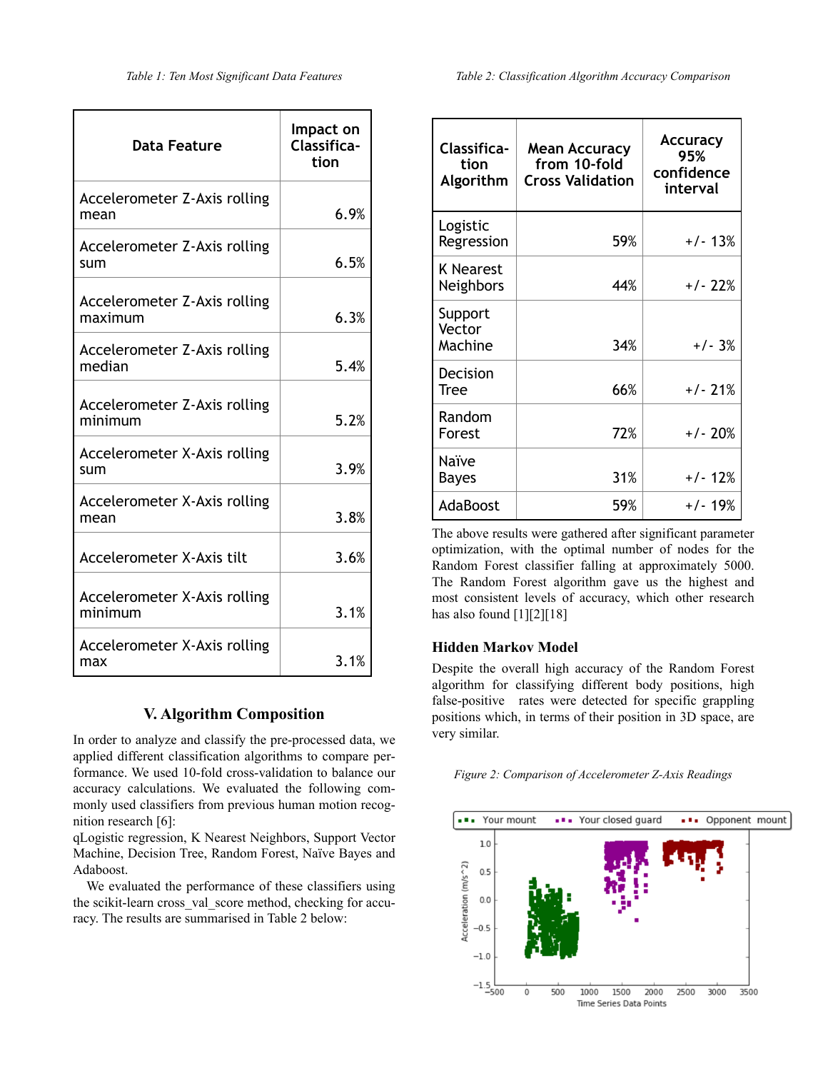*Table 1: Ten Most Significant Data Features*

| Data Feature | Impact on Classification |
|---|---|
| Accelerometer Z-Axis rolling mean | 6.9% |
| Accelerometer Z-Axis rolling sum | 6.5% |
| Accelerometer Z-Axis rolling maximum | 6.3% |
| Accelerometer Z-Axis rolling median | 5.4% |
| Accelerometer Z-Axis rolling minimum | 5.2% |
| Accelerometer X-Axis rolling sum | 3.9% |
| Accelerometer X-Axis rolling mean | 3.8% |
| Accelerometer X-Axis tilt | 3.6% |
| Accelerometer X-Axis rolling minimum | 3.1% |
| Accelerometer X-Axis rolling max | 3.1% |

## V. Algorithm Composition

In order to analyze and classify the pre-processed data, we applied different classification algorithms to compare performance. We used 10-fold cross-validation to balance our accuracy calculations. We evaluated the following commonly used classifiers from previous human motion recognition research [6]:

qLogistic regression, K Nearest Neighbors, Support Vector Machine, Decision Tree, Random Forest, Naïve Bayes and Adaboost.

We evaluated the performance of these classifiers using the scikit-learn cross_val_score method, checking for accuracy. The results are summarised in Table 2 below:

*Table 2: Classification Algorithm Accuracy Comparison*

| Classification Algorithm | Mean Accuracy from 10-fold Cross Validation | Accuracy 95% confidence interval |
|---|---|---|
| Logistic Regression | 59% | +/- 13% |
| K Nearest Neighbors | 44% | +/- 22% |
| Support Vector Machine | 34% | +/- 3% |
| Decision Tree | 66% | +/- 21% |
| Random Forest | 72% | +/- 20% |
| Naïve Bayes | 31% | +/- 12% |
| AdaBoost | 59% | +/- 19% |

The above results were gathered after significant parameter optimization, with the optimal number of nodes for the Random Forest classifier falling at approximately 5000. The Random Forest algorithm gave us the highest and most consistent levels of accuracy, which other research has also found [1][2][18]

### Hidden Markov Model

Despite the overall high accuracy of the Random Forest algorithm for classifying different body positions, high false-positive rates were detected for specific grappling positions which, in terms of their position in 3D space, are very similar.

*Figure 2: Comparison of Accelerometer Z-Axis Readings*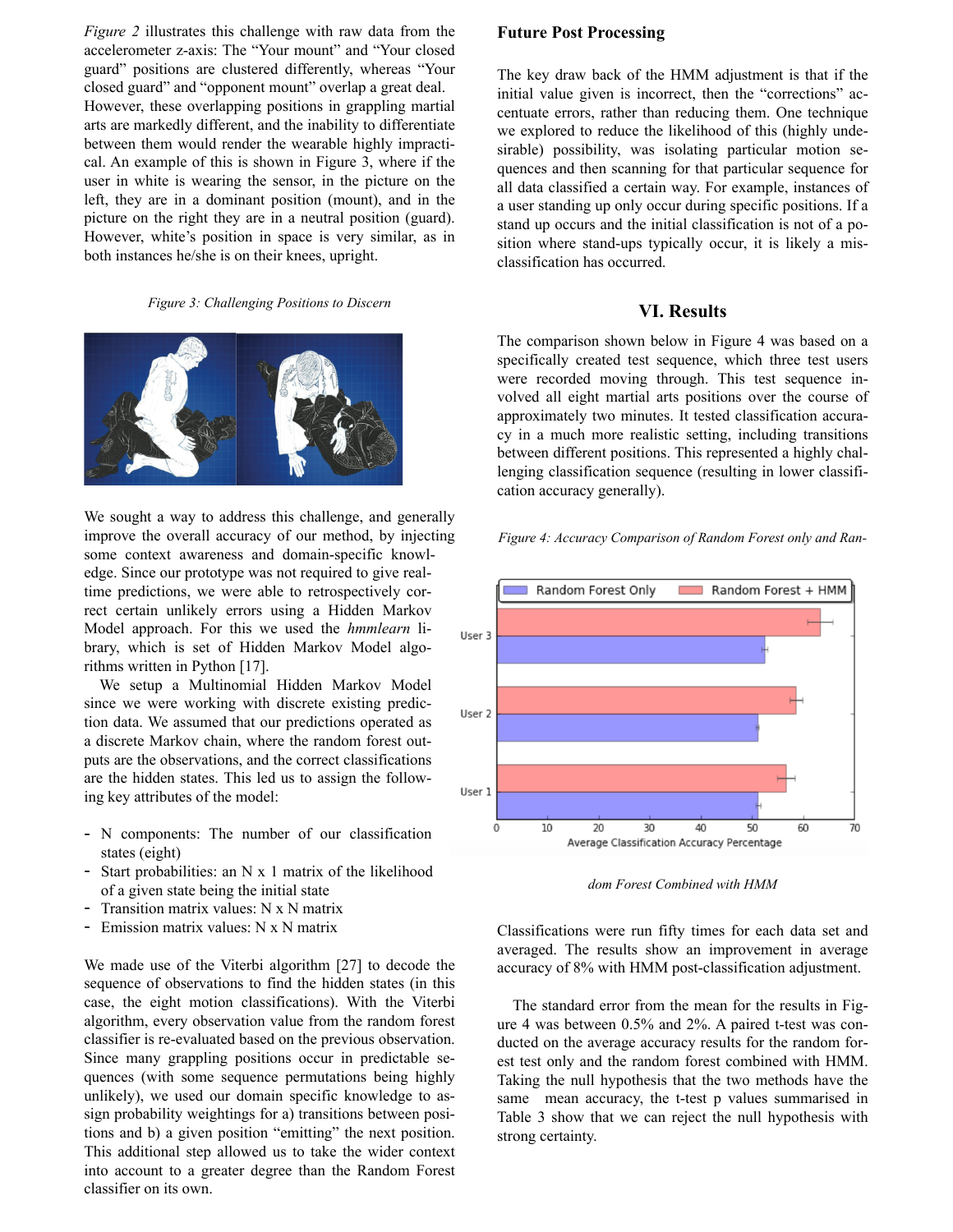*Figure 2* illustrates this challenge with raw data from the accelerometer z-axis: The "Your mount" and "Your closed guard" positions are clustered differently, whereas "Your closed guard" and "opponent mount" overlap a great deal. However, these overlapping positions in grappling martial arts are markedly different, and the inability to differentiate between them would render the wearable highly impractical. An example of this is shown in Figure 3, where if the user in white is wearing the sensor, in the picture on the left, they are in a dominant position (mount), and in the picture on the right they are in a neutral position (guard). However, white's position in space is very similar, as in both instances he/she is on their knees, upright.

*Figure 3: Challenging Positions to Discern*

We sought a way to address this challenge, and generally improve the overall accuracy of our method, by injecting some context awareness and domain-specific knowledge. Since our prototype was not required to give real-time predictions, we were able to retrospectively correct certain unlikely errors using a Hidden Markov Model approach. For this we used the *hmmlearn* library, which is set of Hidden Markov Model algorithms written in Python [17].

We setup a Multinomial Hidden Markov Model since we were working with discrete existing prediction data. We assumed that our predictions operated as a discrete Markov chain, where the random forest outputs are the observations, and the correct classifications are the hidden states. This led us to assign the following key attributes of the model:

- N components: The number of our classification states (eight)
- Start probabilities: an N x 1 matrix of the likelihood of a given state being the initial state
- Transition matrix values: N x N matrix
- Emission matrix values: N x N matrix

We made use of the Viterbi algorithm [27] to decode the sequence of observations to find the hidden states (in this case, the eight motion classifications). With the Viterbi algorithm, every observation value from the random forest classifier is re-evaluated based on the previous observation. Since many grappling positions occur in predictable sequences (with some sequence permutations being highly unlikely), we used our domain specific knowledge to assign probability weightings for a) transitions between positions and b) a given position "emitting" the next position. This additional step allowed us to take the wider context into account to a greater degree than the Random Forest classifier on its own.

### Future Post Processing

The key draw back of the HMM adjustment is that if the initial value given is incorrect, then the "corrections" accentuate errors, rather than reducing them. One technique we explored to reduce the likelihood of this (highly undesirable) possibility, was isolating particular motion sequences and then scanning for that particular sequence for all data classified a certain way. For example, instances of a user standing up only occur during specific positions. If a stand up occurs and the initial classification is not of a position where stand-ups typically occur, it is likely a misclassification has occurred.

## VI. Results

The comparison shown below in Figure 4 was based on a specifically created test sequence, which three test users were recorded moving through. This test sequence involved all eight martial arts positions over the course of approximately two minutes. It tested classification accuracy in a much more realistic setting, including transitions between different positions. This represented a highly challenging classification sequence (resulting in lower classification accuracy generally).

*Figure 4: Accuracy Comparison of Random Forest only and Random Forest Combined with HMM*

Classifications were run fifty times for each data set and averaged. The results show an improvement in average accuracy of 8% with HMM post-classification adjustment.

The standard error from the mean for the results in Figure 4 was between 0.5% and 2%. A paired t-test was conducted on the average accuracy results for the random forest test only and the random forest combined with HMM. Taking the null hypothesis that the two methods have the same mean accuracy, the t-test p values summarised in Table 3 show that we can reject the null hypothesis with strong certainty.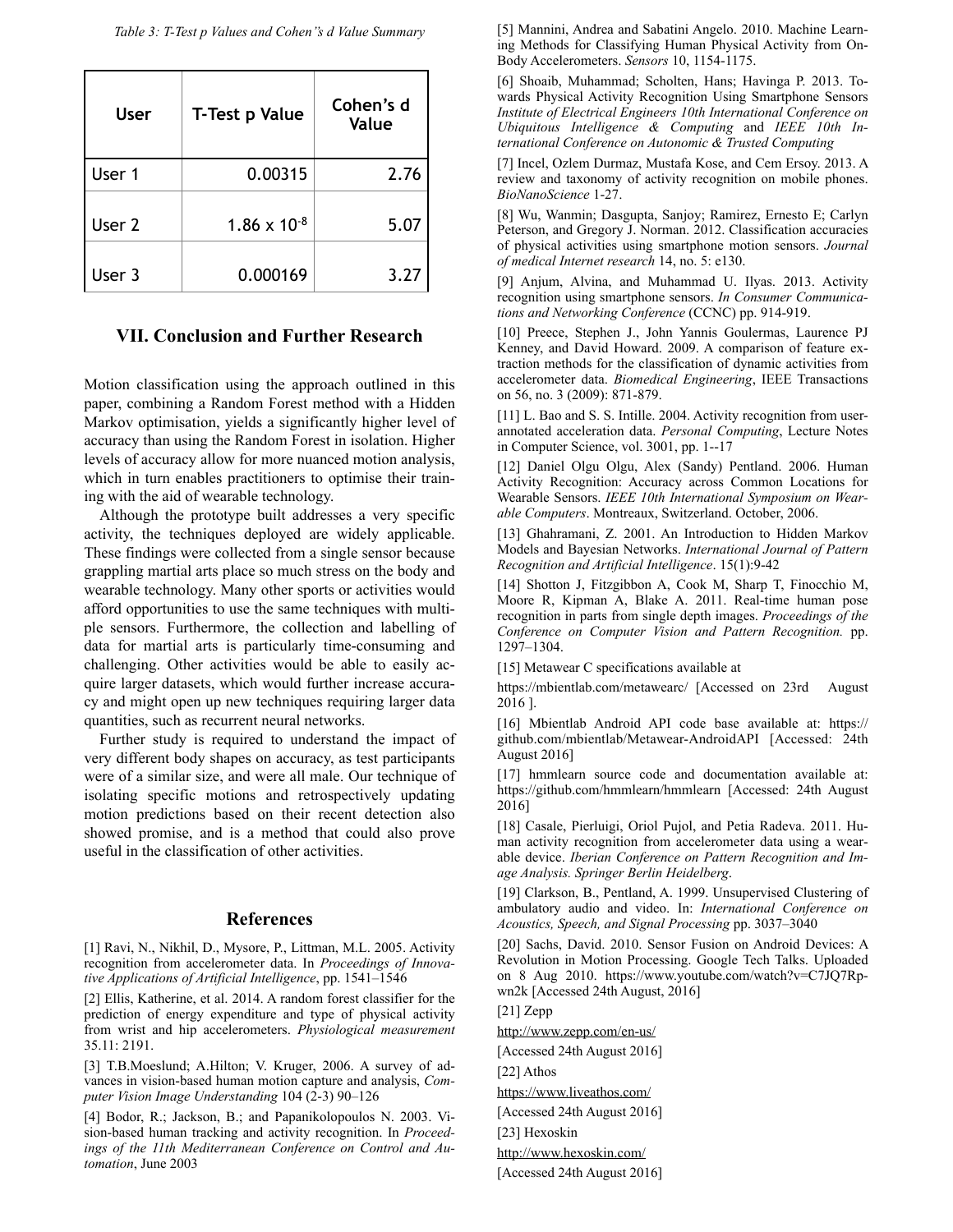Table 3: T-Test p Values and Cohen's d Value Summary

| User | T-Test p Value | Cohen's d Value |
|---|---|---|
| User 1 | 0.00315 | 2.76 |
| User 2 | $1.86 \times 10^{-8}$ | 5.07 |
| User 3 | 0.000169 | 3.27 |

## VII. Conclusion and Further Research

Motion classification using the approach outlined in this paper, combining a Random Forest method with a Hidden Markov optimisation, yields a significantly higher level of accuracy than using the Random Forest in isolation. Higher levels of accuracy allow for more nuanced motion analysis, which in turn enables practitioners to optimise their training with the aid of wearable technology.

Although the prototype built addresses a very specific activity, the techniques deployed are widely applicable. These findings were collected from a single sensor because grappling martial arts place so much stress on the body and wearable technology. Many other sports or activities would afford opportunities to use the same techniques with multiple sensors. Furthermore, the collection and labelling of data for martial arts is particularly time-consuming and challenging. Other activities would be able to easily acquire larger datasets, which would further increase accuracy and might open up new techniques requiring larger data quantities, such as recurrent neural networks.

Further study is required to understand the impact of very different body shapes on accuracy, as test participants were of a similar size, and were all male. Our technique of isolating specific motions and retrospectively updating motion predictions based on their recent detection also showed promise, and is a method that could also prove useful in the classification of other activities.

## References

[1] Ravi, N., Nikhil, D., Mysore, P., Littman, M.L. 2005. Activity recognition from accelerometer data. In *Proceedings of Innovative Applications of Artificial Intelligence*, pp. 1541–1546

[2] Ellis, Katherine, et al. 2014. A random forest classifier for the prediction of energy expenditure and type of physical activity from wrist and hip accelerometers. *Physiological measurement* 35.11: 2191.

[3] T.B.Moeslund; A.Hilton; V. Kruger, 2006. A survey of advances in vision-based human motion capture and analysis, *Computer Vision Image Understanding* 104 (2-3) 90–126

[4] Bodor, R.; Jackson, B.; and Papanikolopoulos N. 2003. Vision-based human tracking and activity recognition. In *Proceedings of the 11th Mediterranean Conference on Control and Automation*, June 2003

[5] Mannini, Andrea and Sabatini Angelo. 2010. Machine Learning Methods for Classifying Human Physical Activity from On-Body Accelerometers. *Sensors* 10, 1154-1175.

[6] Shoaib, Muhammad; Scholten, Hans; Havinga P. 2013. Towards Physical Activity Recognition Using Smartphone Sensors *Institute of Electrical Engineers 10th International Conference on Ubiquitous Intelligence & Computing* and *IEEE 10th International Conference on Autonomic & Trusted Computing*

[7] Incel, Ozlem Durmaz, Mustafa Kose, and Cem Ersoy. 2013. A review and taxonomy of activity recognition on mobile phones. *BioNanoScience* 1-27.

[8] Wu, Wanmin; Dasgupta, Sanjoy; Ramirez, Ernesto E; Carlyn Peterson, and Gregory J. Norman. 2012. Classification accuracies of physical activities using smartphone motion sensors. *Journal of medical Internet research* 14, no. 5: e130.

[9] Anjum, Alvina, and Muhammad U. Ilyas. 2013. Activity recognition using smartphone sensors. *In Consumer Communications and Networking Conference* (CCNC) pp. 914-919.

[10] Preece, Stephen J., John Yannis Goulermas, Laurence PJ Kenney, and David Howard. 2009. A comparison of feature extraction methods for the classification of dynamic activities from accelerometer data. *Biomedical Engineering*, IEEE Transactions on 56, no. 3 (2009): 871-879.

[11] L. Bao and S. S. Intille. 2004. Activity recognition from user-annotated acceleration data. *Personal Computing*, Lecture Notes in Computer Science, vol. 3001, pp. 1--17

[12] Daniel Olgu Olgu, Alex (Sandy) Pentland. 2006. Human Activity Recognition: Accuracy across Common Locations for Wearable Sensors. *IEEE 10th International Symposium on Wearable Computers*. Montreaux, Switzerland. October, 2006.

[13] Ghahramani, Z. 2001. An Introduction to Hidden Markov Models and Bayesian Networks. *International Journal of Pattern Recognition and Artificial Intelligence*. 15(1):9-42

[14] Shotton J, Fitzgibbon A, Cook M, Sharp T, Finocchio M, Moore R, Kipman A, Blake A. 2011. Real-time human pose recognition in parts from single depth images. *Proceedings of the Conference on Computer Vision and Pattern Recognition.* pp. 1297–1304.

[15] Metawear C specifications available at

https://mbientlab.com/metawearc/ [Accessed on 23rd August 2016 ].

[16] Mbientlab Android API code base available at: https://github.com/mbientlab/Metawear-AndroidAPI [Accessed: 24th August 2016]

[17] hmmlearn source code and documentation available at: https://github.com/hmmlearn/hmmlearn [Accessed: 24th August 2016]

[18] Casale, Pierluigi, Oriol Pujol, and Petia Radeva. 2011. Human activity recognition from accelerometer data using a wearable device. *Iberian Conference on Pattern Recognition and Image Analysis. Springer Berlin Heidelberg*.

[19] Clarkson, B., Pentland, A. 1999. Unsupervised Clustering of ambulatory audio and video. In: *International Conference on Acoustics, Speech, and Signal Processing* pp. 3037–3040

[20] Sachs, David. 2010. Sensor Fusion on Android Devices: A Revolution in Motion Processing. Google Tech Talks. Uploaded on 8 Aug 2010. https://www.youtube.com/watch?v=C7JQ7Rpwn2k [Accessed 24th August, 2016]

[21] Zepp

http://www.zepp.com/en-us/

[Accessed 24th August 2016]

[22] Athos

https://www.liveathos.com/

[Accessed 24th August 2016]

[23] Hexoskin

http://www.hexoskin.com/

[Accessed 24th August 2016]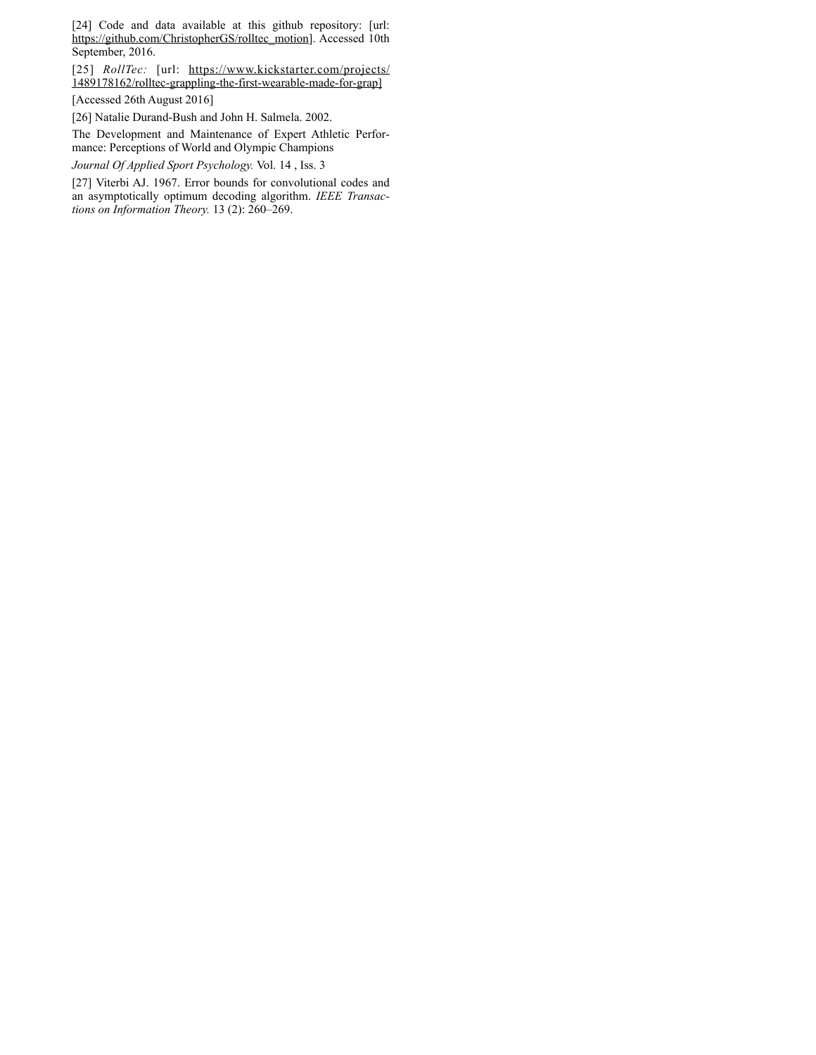[24] Code and data available at this github repository: [url: https://github.com/ChristopherGS/rolltec_motion]. Accessed 10th September, 2016.

[25] *RollTec:* [url: https://www.kickstarter.com/projects/1489178162/rolltec-grappling-the-first-wearable-made-for-grap]

[Accessed 26th August 2016]

[26] Natalie Durand-Bush and John H. Salmela. 2002.

The Development and Maintenance of Expert Athletic Performance: Perceptions of World and Olympic Champions

*Journal Of Applied Sport Psychology.* Vol. 14 , Iss. 3

[27] Viterbi AJ. 1967. Error bounds for convolutional codes and an asymptotically optimum decoding algorithm. *IEEE Transactions on Information Theory.* 13 (2): 260–269.